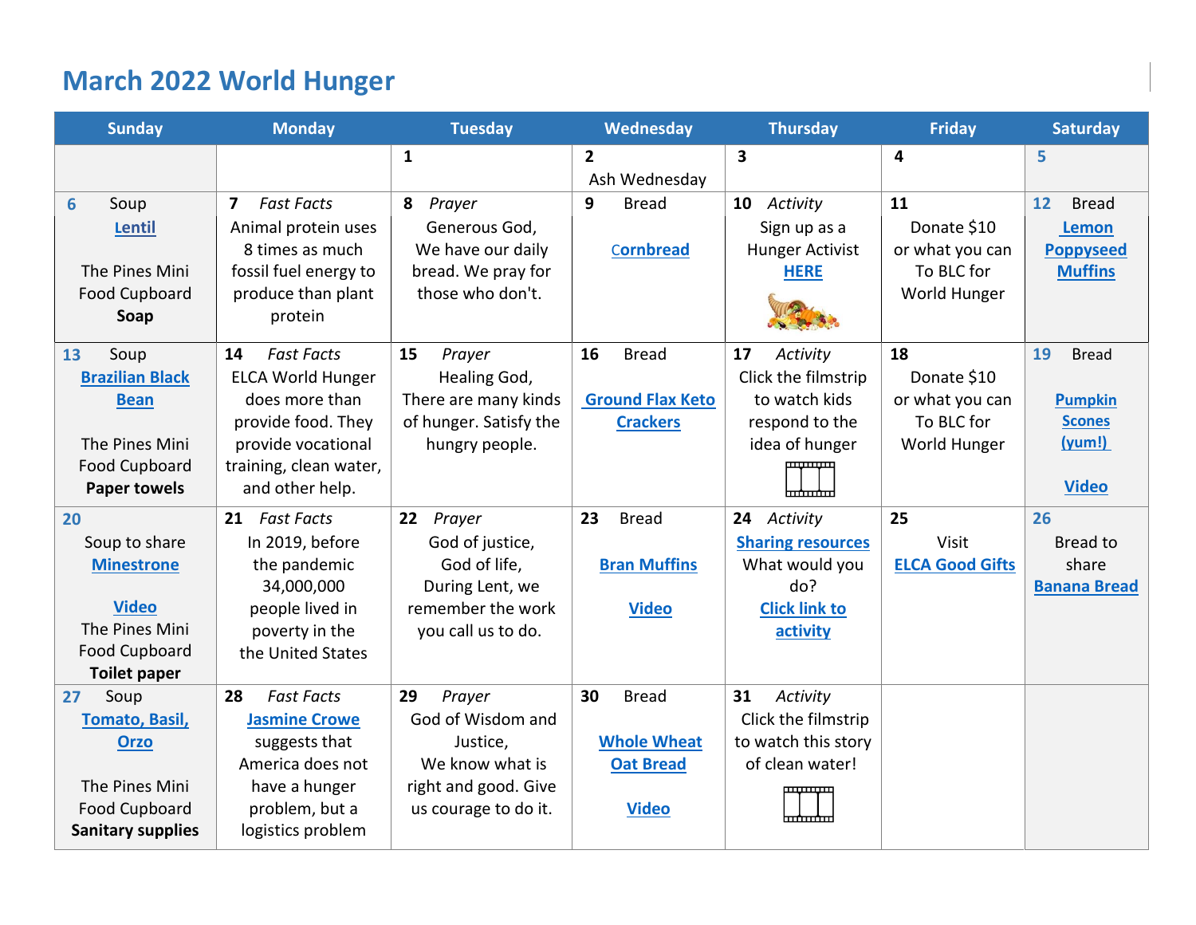# March 2022 World Hunger

| Sunday | Monday | Tuesday | Wednesday | Thursday | Friday | Saturday |
|---|---|---|---|---|---|---|
| | | **1** | **2** Ash Wednesday | **3** | **4** | **5** |
| **6** Soup **Lentil** The Pines Mini Food Cupboard **Soap** | **7** *Fast Facts* Animal protein uses 8 times as much fossil fuel energy to produce than plant protein | **8** *Prayer* Generous God, We have our daily bread. We pray for those who don't. | **9** Bread **Cornbread** | **10** *Activity* Sign up as a Hunger Activist **HERE** | **11** Donate $10 or what you can To BLC for World Hunger | **12** Bread **Lemon Poppyseed Muffins** |
| **13** Soup **Brazilian Black Bean** The Pines Mini Food Cupboard **Paper towels** | **14** *Fast Facts* ELCA World Hunger does more than provide food. They provide vocational training, clean water, and other help. | **15** *Prayer* Healing God, There are many kinds of hunger. Satisfy the hungry people. | **16** Bread **Ground Flax Keto Crackers** | **17** *Activity* Click the filmstrip to watch kids respond to the idea of hunger | **18** Donate $10 or what you can To BLC for World Hunger | **19** Bread **Pumpkin Scones (yum!)** **Video** |
| **20** Soup to share **Minestrone** **Video** The Pines Mini Food Cupboard **Toilet paper** | **21** *Fast Facts* In 2019, before the pandemic 34,000,000 people lived in poverty in the United States | **22** *Prayer* God of justice, God of life, During Lent, we remember the work you call us to do. | **23** Bread **Bran Muffins** **Video** | **24** *Activity* **Sharing resources** What would you do? **Click link to activity** | **25** Visit **ELCA Good Gifts** | **26** Bread to share **Banana Bread** |
| **27** Soup **Tomato, Basil, Orzo** The Pines Mini Food Cupboard **Sanitary supplies** | **28** *Fast Facts* **Jasmine Crowe** suggests that America does not have a hunger problem, but a logistics problem | **29** *Prayer* God of Wisdom and Justice, We know what is right and good. Give us courage to do it. | **30** Bread **Whole Wheat Oat Bread** **Video** | **31** *Activity* Click the filmstrip to watch this story of clean water! | | |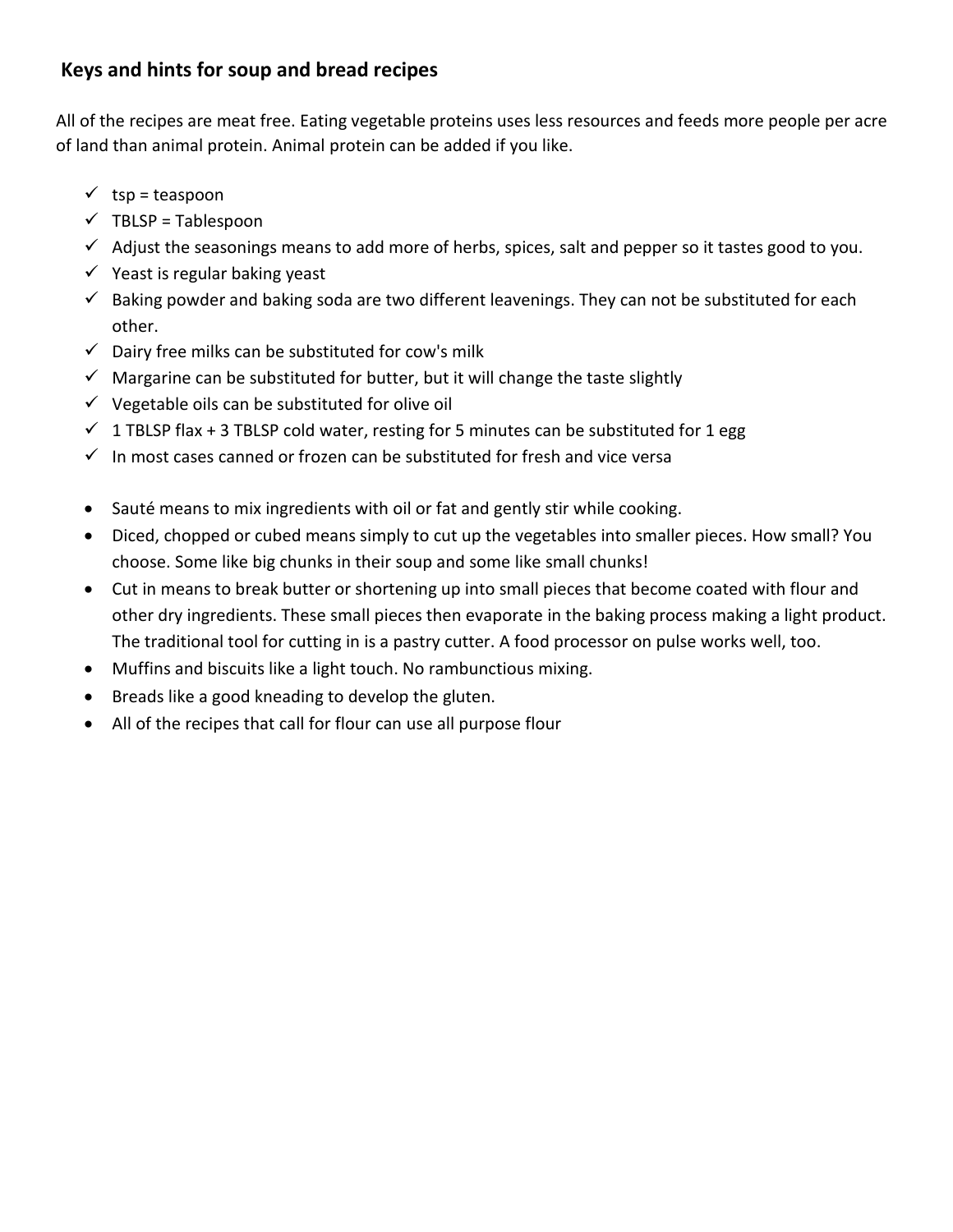## Keys and hints for soup and bread recipes

All of the recipes are meat free. Eating vegetable proteins uses less resources and feeds more people per acre of land than animal protein. Animal protein can be added if you like.

- ✓ tsp = teaspoon
- ✓ TBLSP = Tablespoon
- ✓ Adjust the seasonings means to add more of herbs, spices, salt and pepper so it tastes good to you.
- ✓ Yeast is regular baking yeast
- ✓ Baking powder and baking soda are two different leavenings. They can not be substituted for each other.
- ✓ Dairy free milks can be substituted for cow's milk
- ✓ Margarine can be substituted for butter, but it will change the taste slightly
- ✓ Vegetable oils can be substituted for olive oil
- ✓ 1 TBLSP flax + 3 TBLSP cold water, resting for 5 minutes can be substituted for 1 egg
- ✓ In most cases canned or frozen can be substituted for fresh and vice versa

- Sauté means to mix ingredients with oil or fat and gently stir while cooking.
- Diced, chopped or cubed means simply to cut up the vegetables into smaller pieces. How small? You choose. Some like big chunks in their soup and some like small chunks!
- Cut in means to break butter or shortening up into small pieces that become coated with flour and other dry ingredients. These small pieces then evaporate in the baking process making a light product. The traditional tool for cutting in is a pastry cutter. A food processor on pulse works well, too.
- Muffins and biscuits like a light touch. No rambunctious mixing.
- Breads like a good kneading to develop the gluten.
- All of the recipes that call for flour can use all purpose flour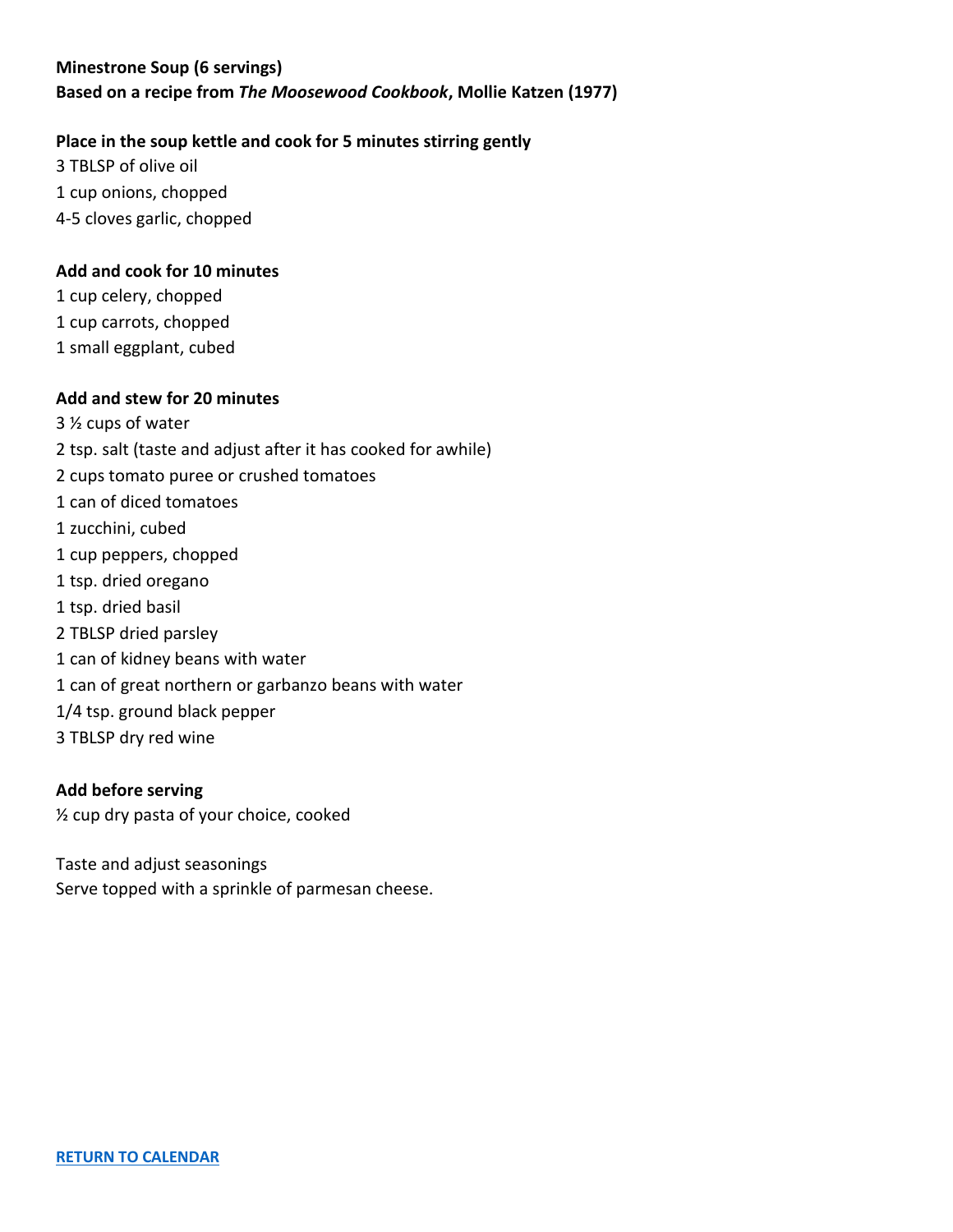**Minestrone Soup (6 servings)**
**Based on a recipe from *The Moosewood Cookbook*, Mollie Katzen (1977)**

**Place in the soup kettle and cook for 5 minutes stirring gently**
3 TBLSP of olive oil
1 cup onions, chopped
4-5 cloves garlic, chopped

**Add and cook for 10 minutes**
1 cup celery, chopped
1 cup carrots, chopped
1 small eggplant, cubed

**Add and stew for 20 minutes**
3 ½ cups of water
2 tsp. salt (taste and adjust after it has cooked for awhile)
2 cups tomato puree or crushed tomatoes
1 can of diced tomatoes
1 zucchini, cubed
1 cup peppers, chopped
1 tsp. dried oregano
1 tsp. dried basil
2 TBLSP dried parsley
1 can of kidney beans with water
1 can of great northern or garbanzo beans with water
1/4 tsp. ground black pepper
3 TBLSP dry red wine

**Add before serving**
½ cup dry pasta of your choice, cooked

Taste and adjust seasonings
Serve topped with a sprinkle of parmesan cheese.

**RETURN TO CALENDAR**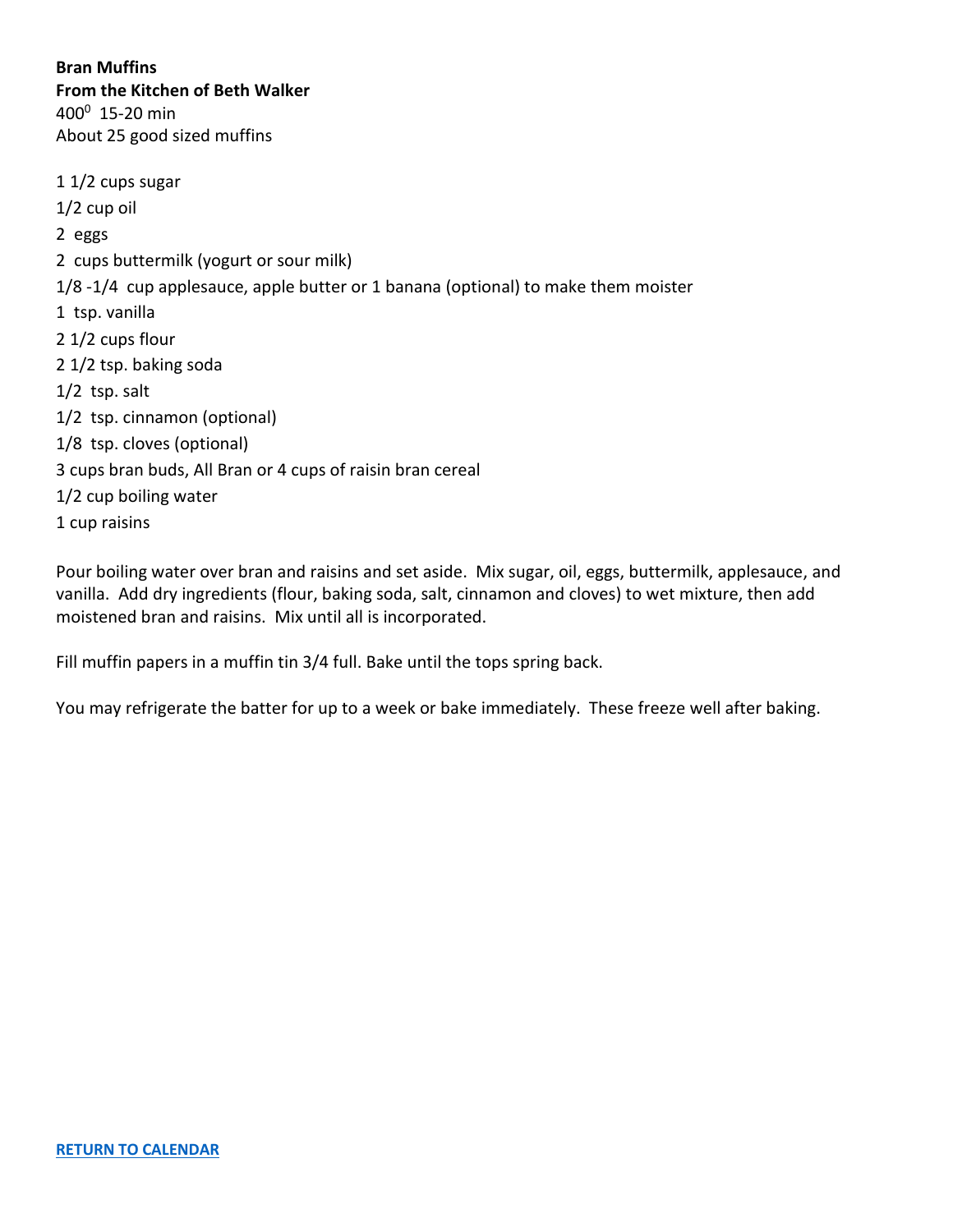**Bran Muffins**
**From the Kitchen of Beth Walker**
400$^0$ 15-20 min
About 25 good sized muffins

1 1/2 cups sugar
1/2 cup oil
2 eggs
2 cups buttermilk (yogurt or sour milk)
1/8 -1/4 cup applesauce, apple butter or 1 banana (optional) to make them moister
1 tsp. vanilla
2 1/2 cups flour
2 1/2 tsp. baking soda
1/2 tsp. salt
1/2 tsp. cinnamon (optional)
1/8 tsp. cloves (optional)
3 cups bran buds, All Bran or 4 cups of raisin bran cereal
1/2 cup boiling water
1 cup raisins

Pour boiling water over bran and raisins and set aside. Mix sugar, oil, eggs, buttermilk, applesauce, and vanilla. Add dry ingredients (flour, baking soda, salt, cinnamon and cloves) to wet mixture, then add moistened bran and raisins. Mix until all is incorporated.

Fill muffin papers in a muffin tin 3/4 full. Bake until the tops spring back.

You may refrigerate the batter for up to a week or bake immediately. These freeze well after baking.

RETURN TO CALENDAR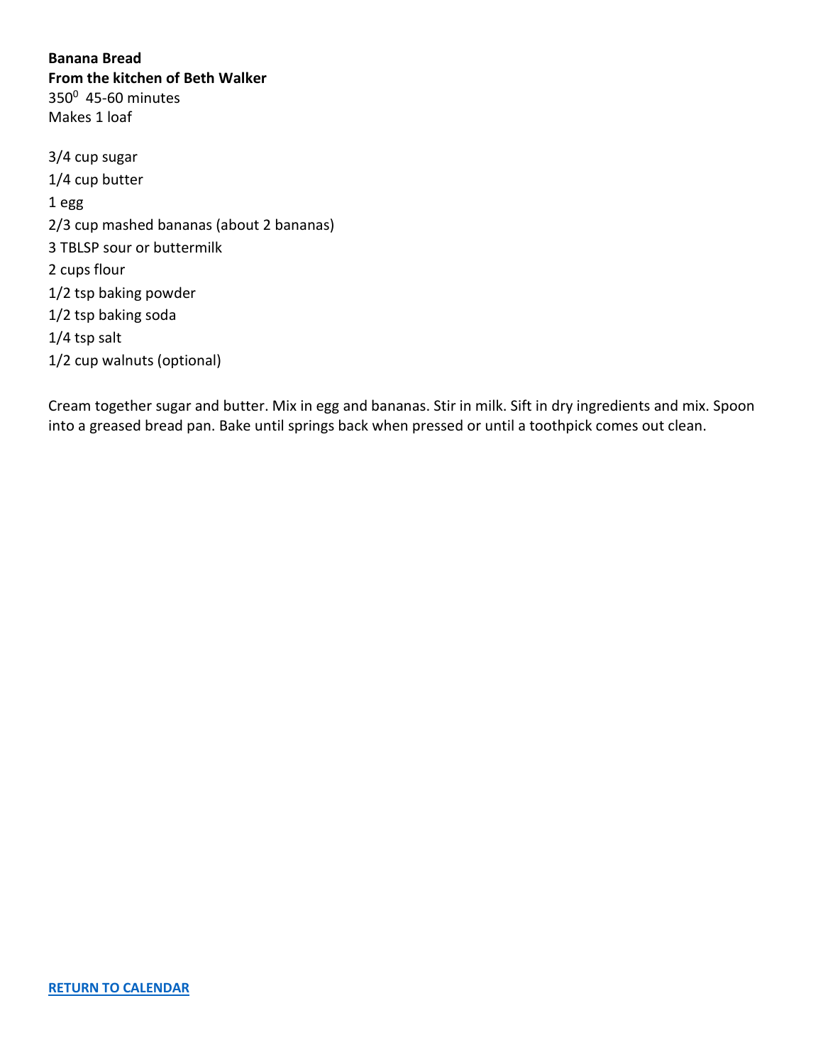**Banana Bread**
**From the kitchen of Beth Walker**
$350^0$ 45-60 minutes
Makes 1 loaf

3/4 cup sugar
1/4 cup butter
1 egg
2/3 cup mashed bananas (about 2 bananas)
3 TBLSP sour or buttermilk
2 cups flour
1/2 tsp baking powder
1/2 tsp baking soda
1/4 tsp salt
1/2 cup walnuts (optional)

Cream together sugar and butter. Mix in egg and bananas. Stir in milk. Sift in dry ingredients and mix. Spoon into a greased bread pan. Bake until springs back when pressed or until a toothpick comes out clean.

**RETURN TO CALENDAR**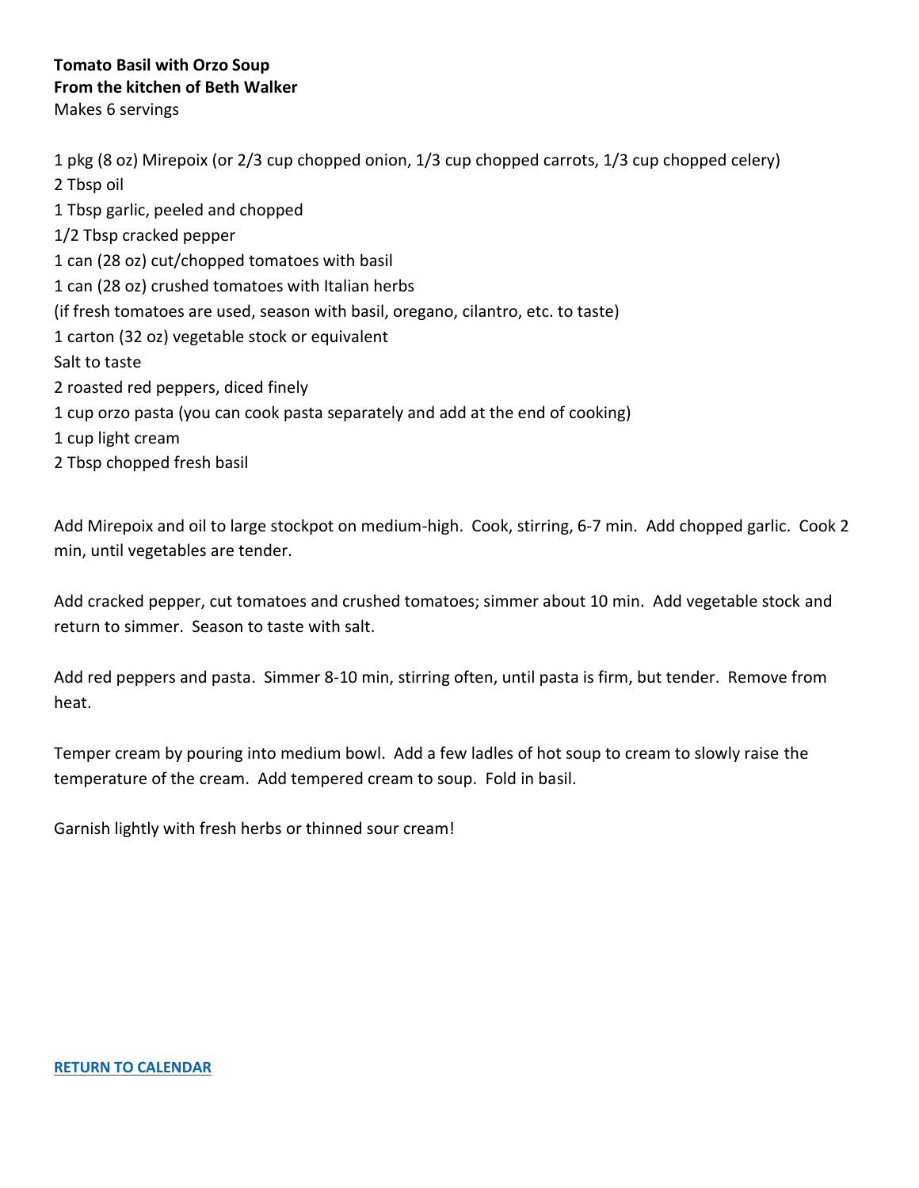**Tomato Basil with Orzo Soup**
**From the kitchen of Beth Walker**
Makes 6 servings

1 pkg (8 oz) Mirepoix (or 2/3 cup chopped onion, 1/3 cup chopped carrots, 1/3 cup chopped celery)
2 Tbsp oil
1 Tbsp garlic, peeled and chopped
1/2 Tbsp cracked pepper
1 can (28 oz) cut/chopped tomatoes with basil
1 can (28 oz) crushed tomatoes with Italian herbs
(if fresh tomatoes are used, season with basil, oregano, cilantro, etc. to taste)
1 carton (32 oz) vegetable stock or equivalent
Salt to taste
2 roasted red peppers, diced finely
1 cup orzo pasta (you can cook pasta separately and add at the end of cooking)
1 cup light cream
2 Tbsp chopped fresh basil

Add Mirepoix and oil to large stockpot on medium-high. Cook, stirring, 6-7 min. Add chopped garlic. Cook 2 min, until vegetables are tender.

Add cracked pepper, cut tomatoes and crushed tomatoes; simmer about 10 min. Add vegetable stock and return to simmer. Season to taste with salt.

Add red peppers and pasta. Simmer 8-10 min, stirring often, until pasta is firm, but tender. Remove from heat.

Temper cream by pouring into medium bowl. Add a few ladles of hot soup to cream to slowly raise the temperature of the cream. Add tempered cream to soup. Fold in basil.

Garnish lightly with fresh herbs or thinned sour cream!

**RETURN TO CALENDAR**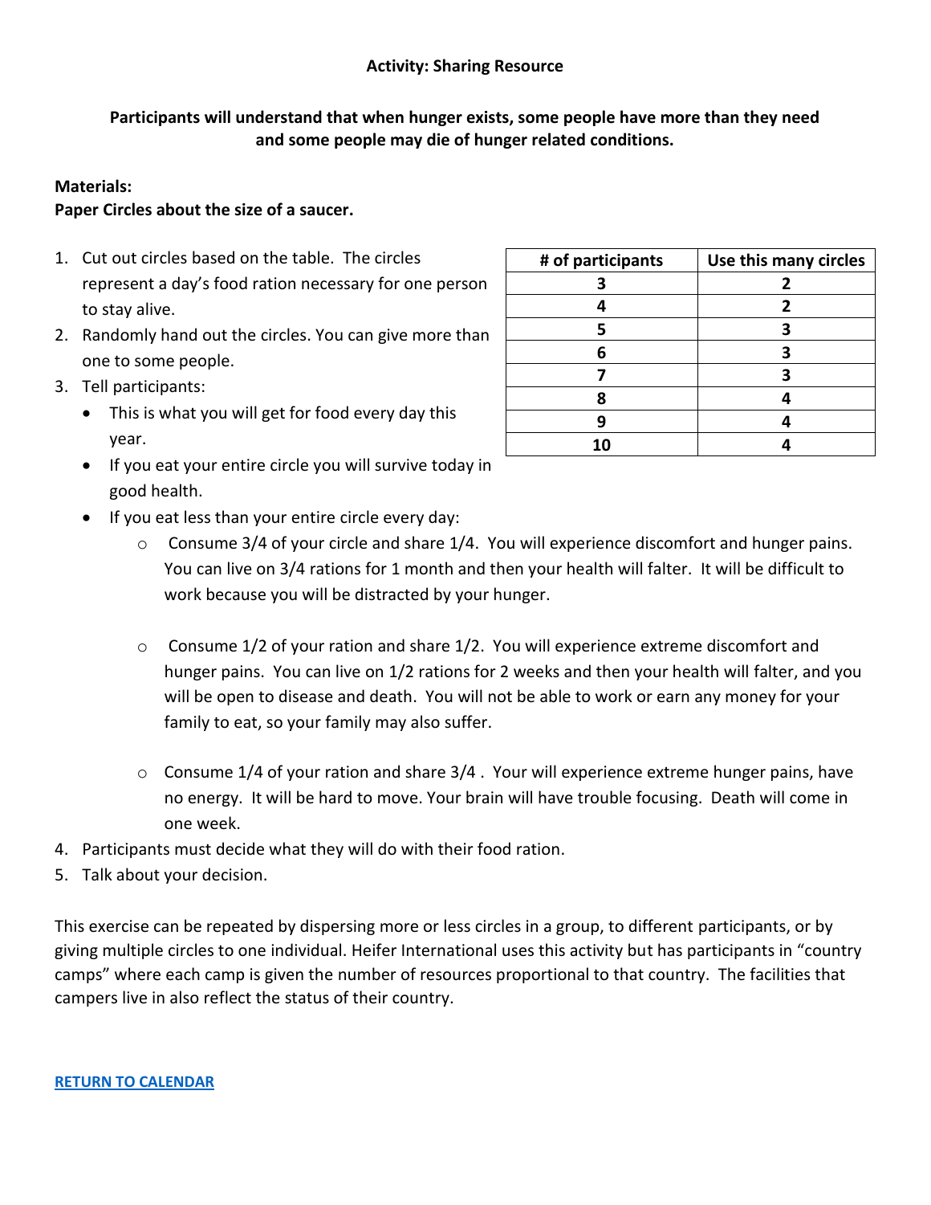**Activity: Sharing Resource**

**Participants will understand that when hunger exists, some people have more than they need and some people may die of hunger related conditions.**

**Materials:**
**Paper Circles about the size of a saucer.**

| # of participants | Use this many circles |
|---|---|
| 3 | 2 |
| 4 | 2 |
| 5 | 3 |
| 6 | 3 |
| 7 | 3 |
| 8 | 4 |
| 9 | 4 |
| 10 | 4 |

1. Cut out circles based on the table. The circles represent a day's food ration necessary for one person to stay alive.
2. Randomly hand out the circles. You can give more than one to some people.
3. Tell participants:
   - This is what you will get for food every day this year.
   - If you eat your entire circle you will survive today in good health.
   - If you eat less than your entire circle every day:
     - Consume 3/4 of your circle and share 1/4. You will experience discomfort and hunger pains. You can live on 3/4 rations for 1 month and then your health will falter. It will be difficult to work because you will be distracted by your hunger.
     - Consume 1/2 of your ration and share 1/2. You will experience extreme discomfort and hunger pains. You can live on 1/2 rations for 2 weeks and then your health will falter, and you will be open to disease and death. You will not be able to work or earn any money for your family to eat, so your family may also suffer.
     - Consume 1/4 of your ration and share 3/4 . Your will experience extreme hunger pains, have no energy. It will be hard to move. Your brain will have trouble focusing. Death will come in one week.
4. Participants must decide what they will do with their food ration.
5. Talk about your decision.

This exercise can be repeated by dispersing more or less circles in a group, to different participants, or by giving multiple circles to one individual. Heifer International uses this activity but has participants in "country camps" where each camp is given the number of resources proportional to that country. The facilities that campers live in also reflect the status of their country.

**RETURN TO CALENDAR**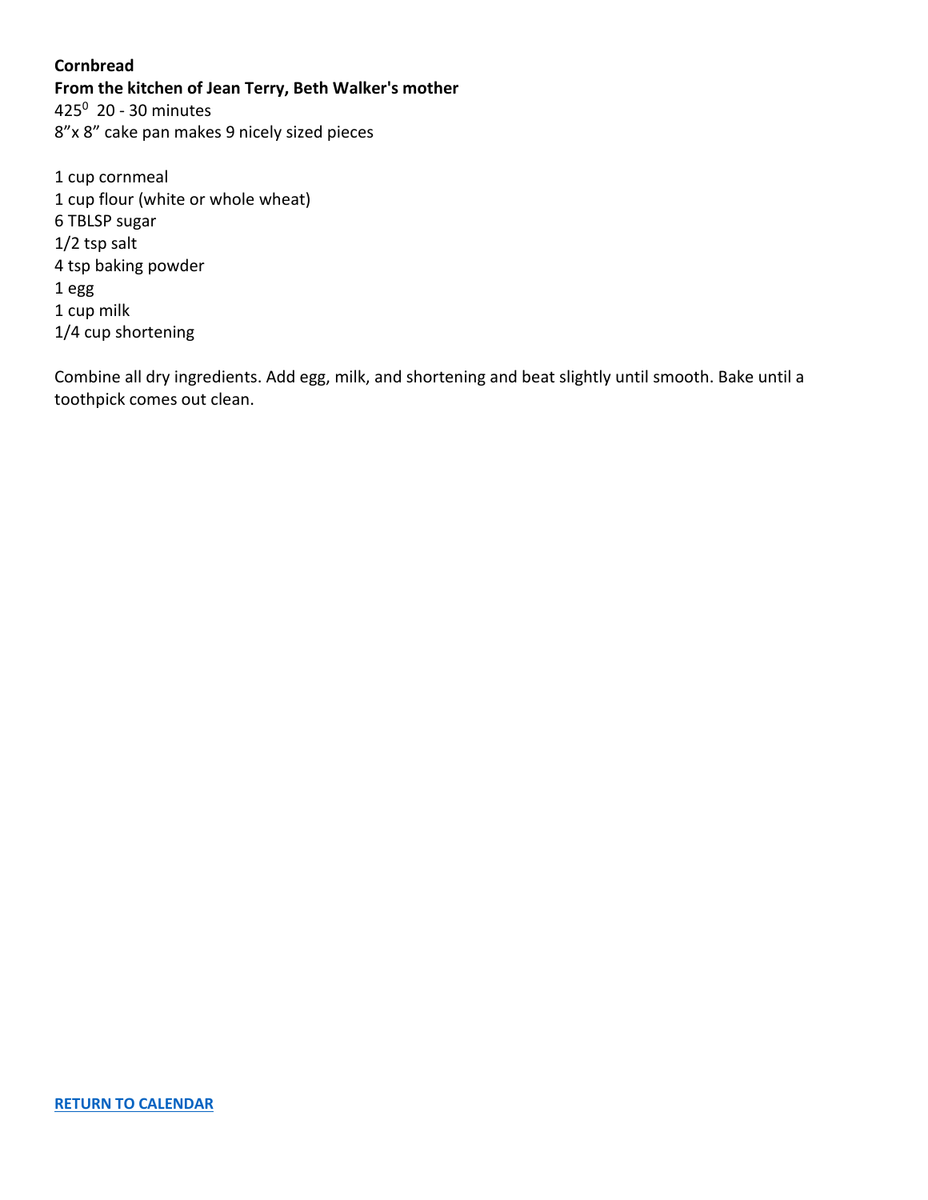**Cornbread**
**From the kitchen of Jean Terry, Beth Walker's mother**
425$^0$ 20 - 30 minutes
8"x 8" cake pan makes 9 nicely sized pieces

1 cup cornmeal
1 cup flour (white or whole wheat)
6 TBLSP sugar
1/2 tsp salt
4 tsp baking powder
1 egg
1 cup milk
1/4 cup shortening

Combine all dry ingredients. Add egg, milk, and shortening and beat slightly until smooth. Bake until a toothpick comes out clean.

**RETURN TO CALENDAR**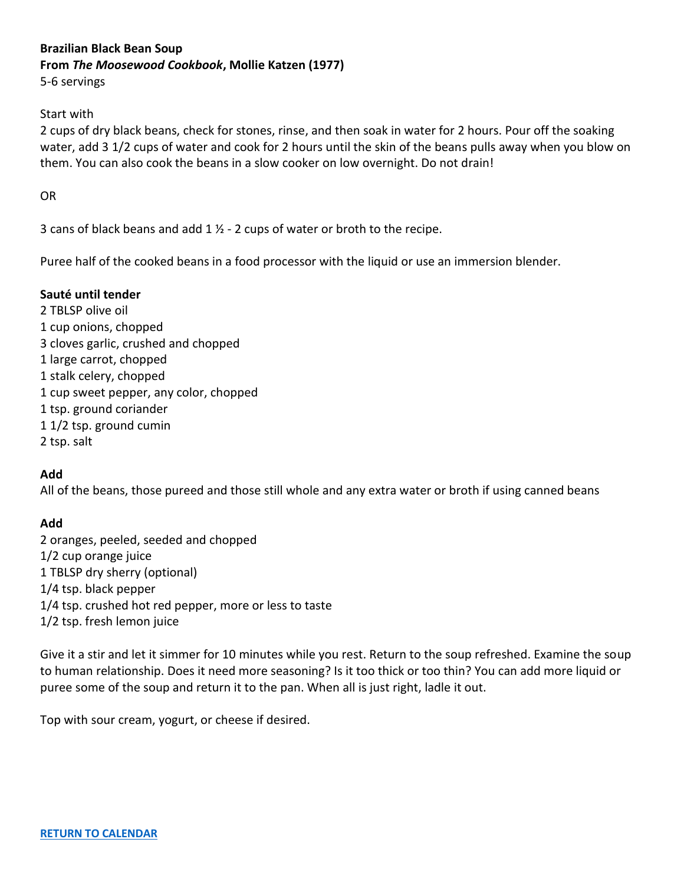**Brazilian Black Bean Soup**
**From *The Moosewood Cookbook*, Mollie Katzen (1977)**
5-6 servings

Start with
2 cups of dry black beans, check for stones, rinse, and then soak in water for 2 hours. Pour off the soaking water, add 3 1/2 cups of water and cook for 2 hours until the skin of the beans pulls away when you blow on them. You can also cook the beans in a slow cooker on low overnight. Do not drain!

OR

3 cans of black beans and add 1 ½ - 2 cups of water or broth to the recipe.

Puree half of the cooked beans in a food processor with the liquid or use an immersion blender.

**Sauté until tender**
2 TBLSP olive oil
1 cup onions, chopped
3 cloves garlic, crushed and chopped
1 large carrot, chopped
1 stalk celery, chopped
1 cup sweet pepper, any color, chopped
1 tsp. ground coriander
1 1/2 tsp. ground cumin
2 tsp. salt

**Add**
All of the beans, those pureed and those still whole and any extra water or broth if using canned beans

**Add**
2 oranges, peeled, seeded and chopped
1/2 cup orange juice
1 TBLSP dry sherry (optional)
1/4 tsp. black pepper
1/4 tsp. crushed hot red pepper, more or less to taste
1/2 tsp. fresh lemon juice

Give it a stir and let it simmer for 10 minutes while you rest. Return to the soup refreshed. Examine the soup to human relationship. Does it need more seasoning? Is it too thick or too thin? You can add more liquid or puree some of the soup and return it to the pan. When all is just right, ladle it out.

Top with sour cream, yogurt, or cheese if desired.

**RETURN TO CALENDAR**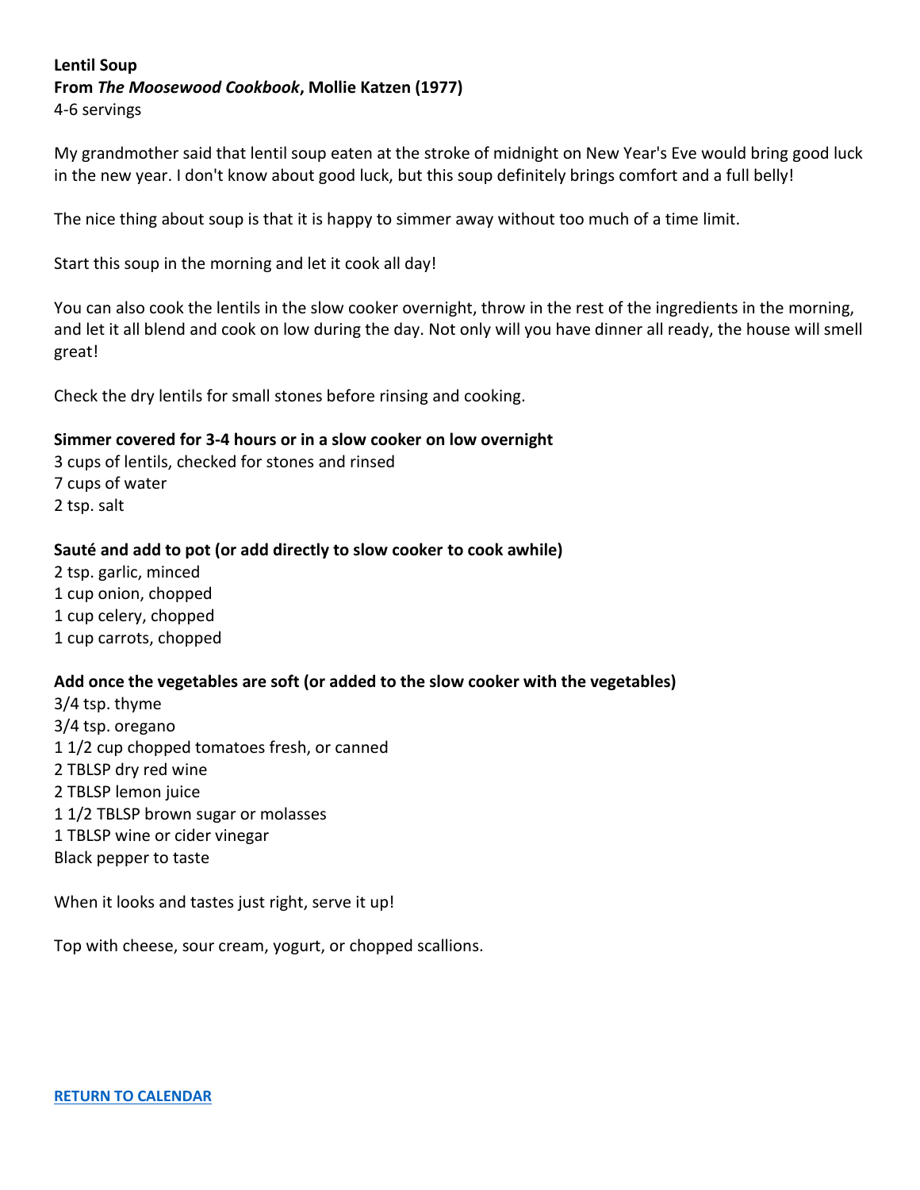**Lentil Soup**
**From *The Moosewood Cookbook*, Mollie Katzen (1977)**
4-6 servings

My grandmother said that lentil soup eaten at the stroke of midnight on New Year's Eve would bring good luck in the new year. I don't know about good luck, but this soup definitely brings comfort and a full belly!

The nice thing about soup is that it is happy to simmer away without too much of a time limit.

Start this soup in the morning and let it cook all day!

You can also cook the lentils in the slow cooker overnight, throw in the rest of the ingredients in the morning, and let it all blend and cook on low during the day. Not only will you have dinner all ready, the house will smell great!

Check the dry lentils for small stones before rinsing and cooking.

**Simmer covered for 3-4 hours or in a slow cooker on low overnight**
3 cups of lentils, checked for stones and rinsed
7 cups of water
2 tsp. salt

**Sauté and add to pot (or add directly to slow cooker to cook awhile)**
2 tsp. garlic, minced
1 cup onion, chopped
1 cup celery, chopped
1 cup carrots, chopped

**Add once the vegetables are soft (or added to the slow cooker with the vegetables)**
3/4 tsp. thyme
3/4 tsp. oregano
1 1/2 cup chopped tomatoes fresh, or canned
2 TBLSP dry red wine
2 TBLSP lemon juice
1 1/2 TBLSP brown sugar or molasses
1 TBLSP wine or cider vinegar
Black pepper to taste

When it looks and tastes just right, serve it up!

Top with cheese, sour cream, yogurt, or chopped scallions.

RETURN TO CALENDAR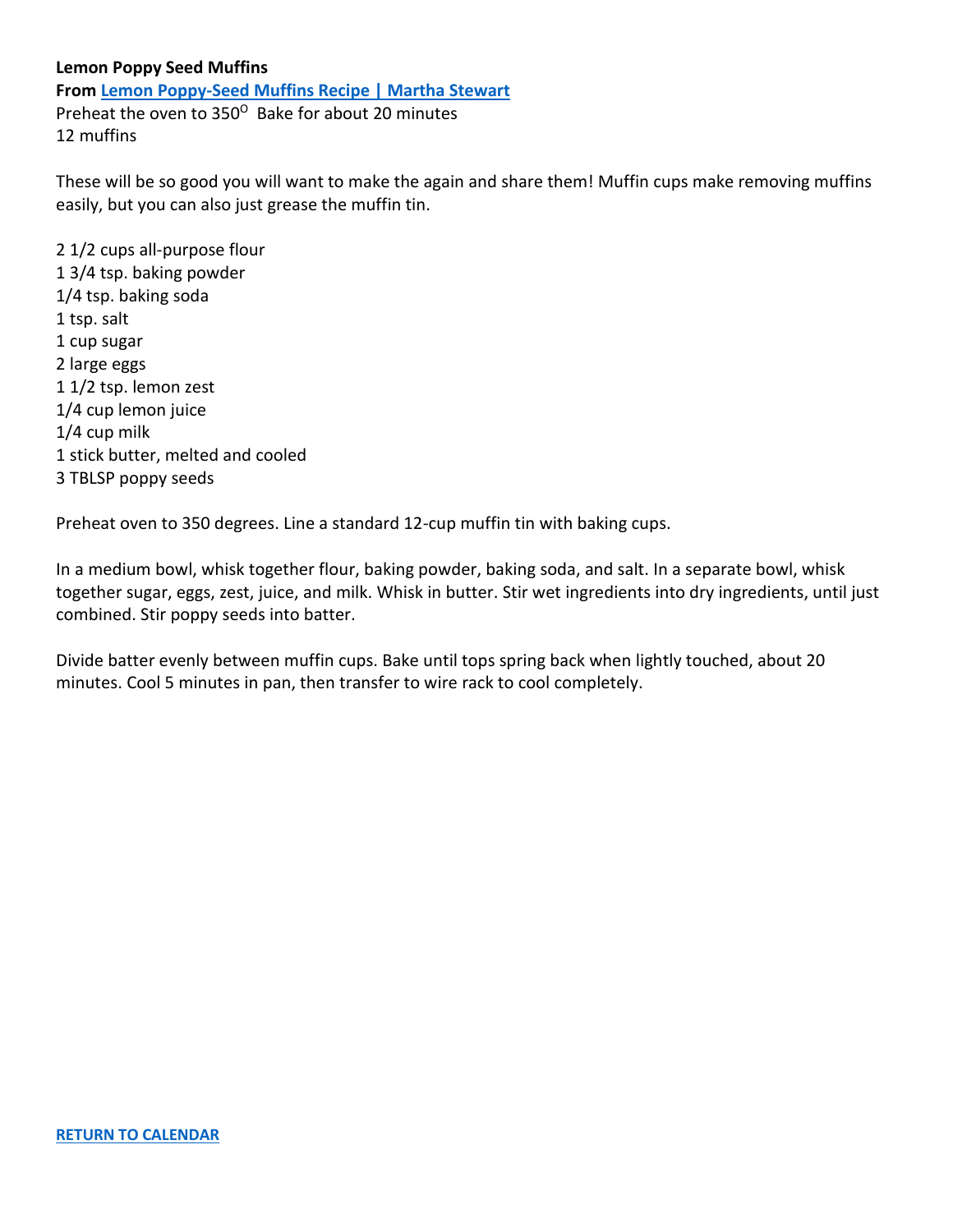**Lemon Poppy Seed Muffins**

**From [Lemon Poppy-Seed Muffins Recipe | Martha Stewart]**

Preheat the oven to 350$^{O}$ Bake for about 20 minutes

12 muffins

These will be so good you will want to make the again and share them! Muffin cups make removing muffins easily, but you can also just grease the muffin tin.

2 1/2 cups all-purpose flour
1 3/4 tsp. baking powder
1/4 tsp. baking soda
1 tsp. salt
1 cup sugar
2 large eggs
1 1/2 tsp. lemon zest
1/4 cup lemon juice
1/4 cup milk
1 stick butter, melted and cooled
3 TBLSP poppy seeds

Preheat oven to 350 degrees. Line a standard 12-cup muffin tin with baking cups.

In a medium bowl, whisk together flour, baking powder, baking soda, and salt. In a separate bowl, whisk together sugar, eggs, zest, juice, and milk. Whisk in butter. Stir wet ingredients into dry ingredients, until just combined. Stir poppy seeds into batter.

Divide batter evenly between muffin cups. Bake until tops spring back when lightly touched, about 20 minutes. Cool 5 minutes in pan, then transfer to wire rack to cool completely.

**RETURN TO CALENDAR**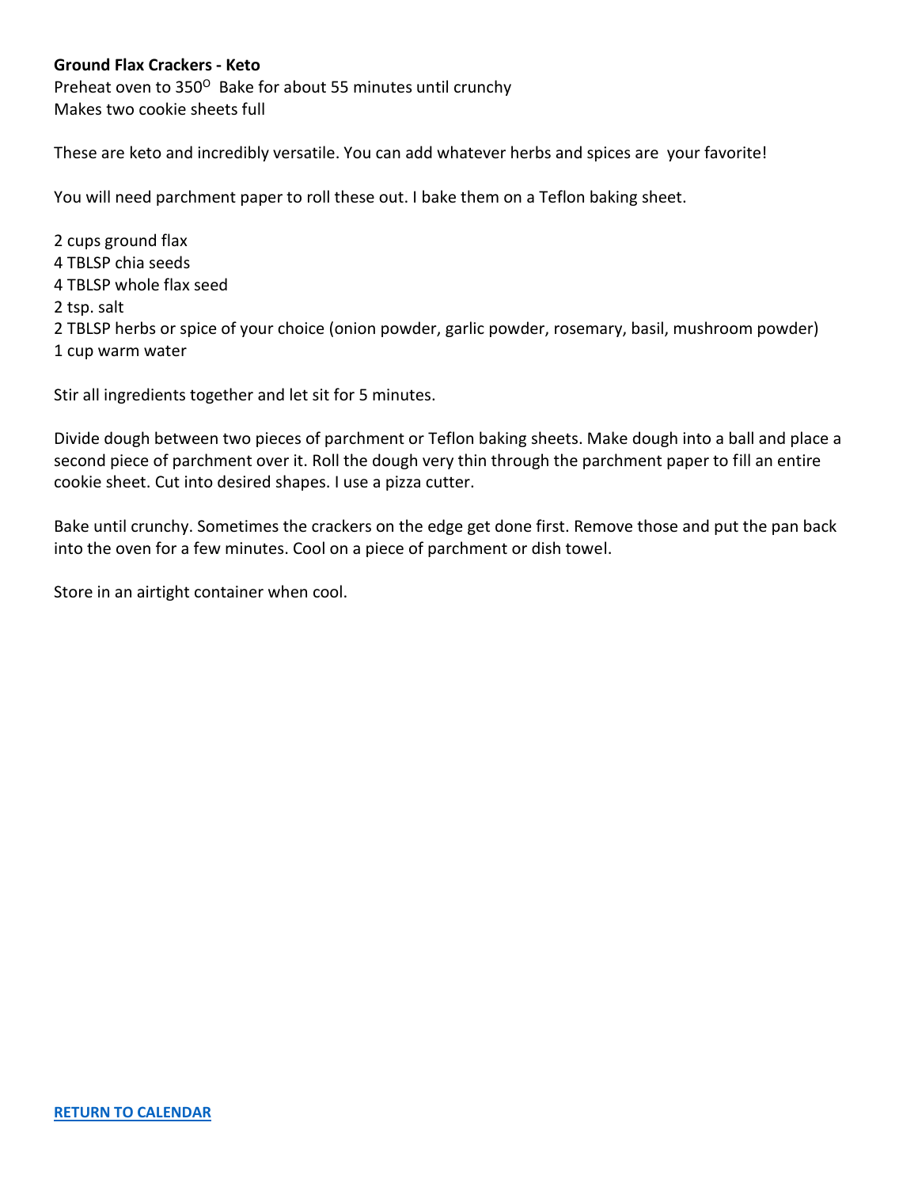**Ground Flax Crackers - Keto**
Preheat oven to 350$^{O}$  Bake for about 55 minutes until crunchy
Makes two cookie sheets full

These are keto and incredibly versatile. You can add whatever herbs and spices are  your favorite!

You will need parchment paper to roll these out. I bake them on a Teflon baking sheet.

2 cups ground flax
4 TBLSP chia seeds
4 TBLSP whole flax seed
2 tsp. salt
2 TBLSP herbs or spice of your choice (onion powder, garlic powder, rosemary, basil, mushroom powder)
1 cup warm water

Stir all ingredients together and let sit for 5 minutes.

Divide dough between two pieces of parchment or Teflon baking sheets. Make dough into a ball and place a second piece of parchment over it. Roll the dough very thin through the parchment paper to fill an entire cookie sheet. Cut into desired shapes. I use a pizza cutter.

Bake until crunchy. Sometimes the crackers on the edge get done first. Remove those and put the pan back into the oven for a few minutes. Cool on a piece of parchment or dish towel.

Store in an airtight container when cool.

**RETURN TO CALENDAR**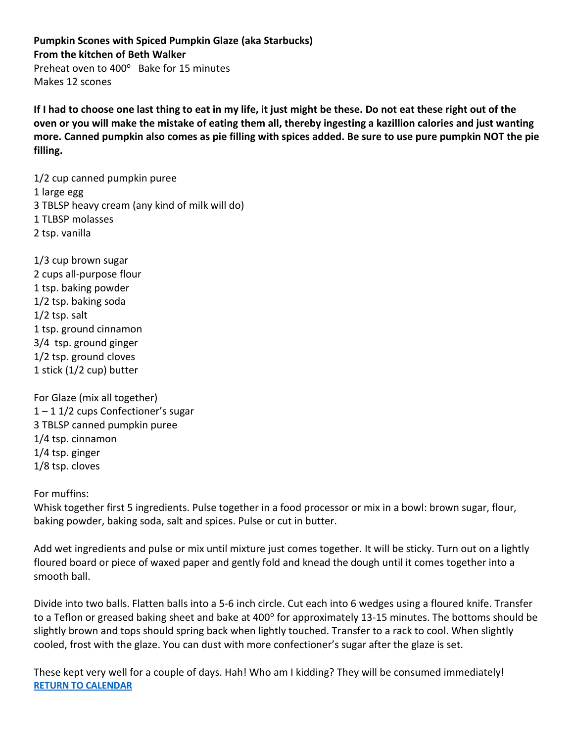**Pumpkin Scones with Spiced Pumpkin Glaze (aka Starbucks)**
**From the kitchen of Beth Walker**
Preheat oven to 400° Bake for 15 minutes
Makes 12 scones

**If I had to choose one last thing to eat in my life, it just might be these. Do not eat these right out of the oven or you will make the mistake of eating them all, thereby ingesting a kazillion calories and just wanting more. Canned pumpkin also comes as pie filling with spices added. Be sure to use pure pumpkin NOT the pie filling.**

1/2 cup canned pumpkin puree
1 large egg
3 TBLSP heavy cream (any kind of milk will do)
1 TLBSP molasses
2 tsp. vanilla

1/3 cup brown sugar
2 cups all-purpose flour
1 tsp. baking powder
1/2 tsp. baking soda
1/2 tsp. salt
1 tsp. ground cinnamon
3/4 tsp. ground ginger
1/2 tsp. ground cloves
1 stick (1/2 cup) butter

For Glaze (mix all together)
1 – 1 1/2 cups Confectioner's sugar
3 TBLSP canned pumpkin puree
1/4 tsp. cinnamon
1/4 tsp. ginger
1/8 tsp. cloves

For muffins:
Whisk together first 5 ingredients. Pulse together in a food processor or mix in a bowl: brown sugar, flour, baking powder, baking soda, salt and spices. Pulse or cut in butter.

Add wet ingredients and pulse or mix until mixture just comes together. It will be sticky. Turn out on a lightly floured board or piece of waxed paper and gently fold and knead the dough until it comes together into a smooth ball.

Divide into two balls. Flatten balls into a 5-6 inch circle. Cut each into 6 wedges using a floured knife. Transfer to a Teflon or greased baking sheet and bake at 400° for approximately 13-15 minutes. The bottoms should be slightly brown and tops should spring back when lightly touched. Transfer to a rack to cool. When slightly cooled, frost with the glaze. You can dust with more confectioner's sugar after the glaze is set.

These kept very well for a couple of days. Hah! Who am I kidding? They will be consumed immediately!
**RETURN TO CALENDAR**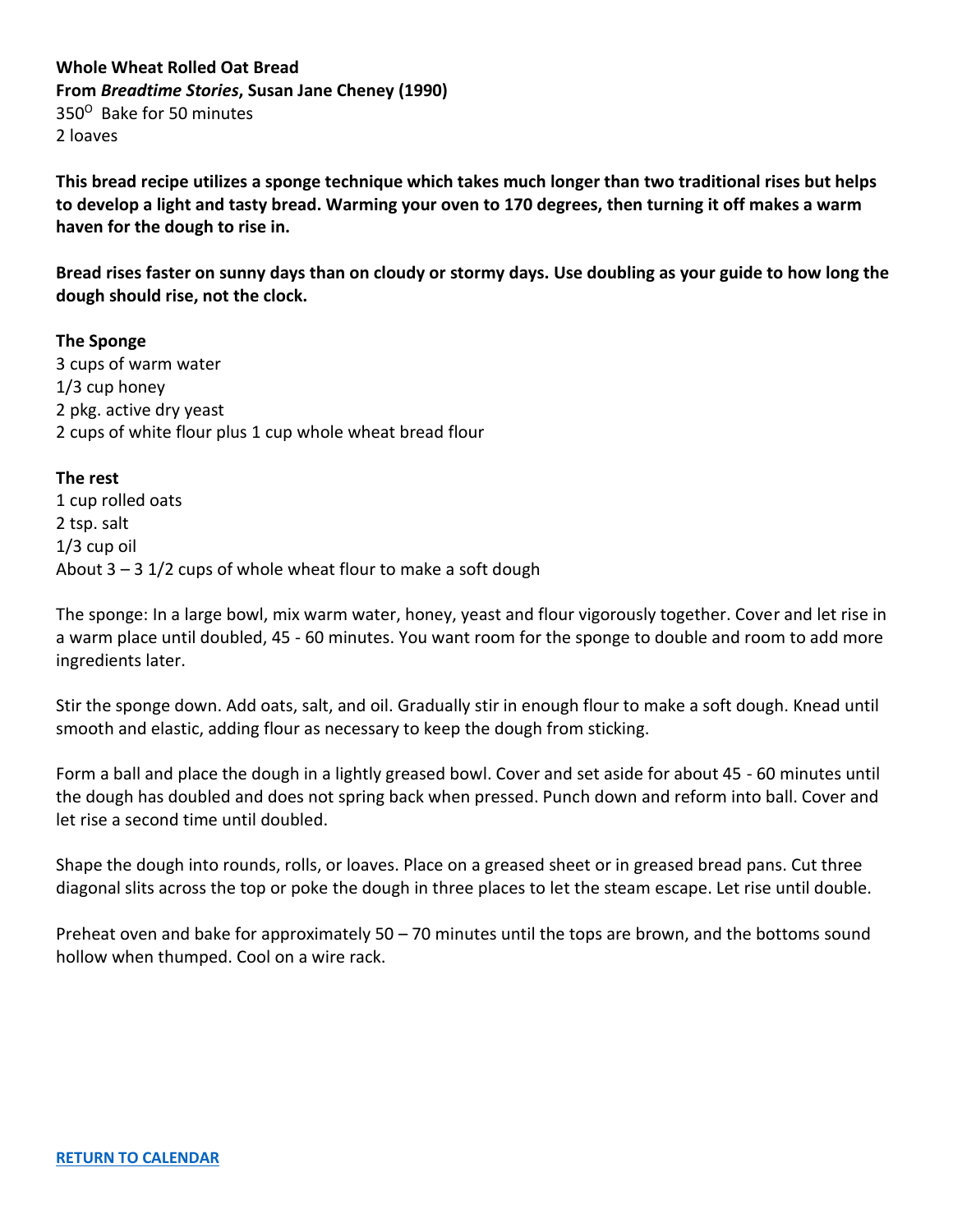**Whole Wheat Rolled Oat Bread**
**From *Breadtime Stories*, Susan Jane Cheney (1990)**
$350^{O}$ Bake for 50 minutes
2 loaves

**This bread recipe utilizes a sponge technique which takes much longer than two traditional rises but helps to develop a light and tasty bread. Warming your oven to 170 degrees, then turning it off makes a warm haven for the dough to rise in.**

**Bread rises faster on sunny days than on cloudy or stormy days. Use doubling as your guide to how long the dough should rise, not the clock.**

**The Sponge**
3 cups of warm water
1/3 cup honey
2 pkg. active dry yeast
2 cups of white flour plus 1 cup whole wheat bread flour

**The rest**
1 cup rolled oats
2 tsp. salt
1/3 cup oil
About 3 – 3 1/2 cups of whole wheat flour to make a soft dough

The sponge: In a large bowl, mix warm water, honey, yeast and flour vigorously together. Cover and let rise in a warm place until doubled, 45 - 60 minutes. You want room for the sponge to double and room to add more ingredients later.

Stir the sponge down. Add oats, salt, and oil. Gradually stir in enough flour to make a soft dough. Knead until smooth and elastic, adding flour as necessary to keep the dough from sticking.

Form a ball and place the dough in a lightly greased bowl. Cover and set aside for about 45 - 60 minutes until the dough has doubled and does not spring back when pressed. Punch down and reform into ball. Cover and let rise a second time until doubled.

Shape the dough into rounds, rolls, or loaves. Place on a greased sheet or in greased bread pans. Cut three diagonal slits across the top or poke the dough in three places to let the steam escape. Let rise until double.

Preheat oven and bake for approximately 50 – 70 minutes until the tops are brown, and the bottoms sound hollow when thumped. Cool on a wire rack.

**RETURN TO CALENDAR**